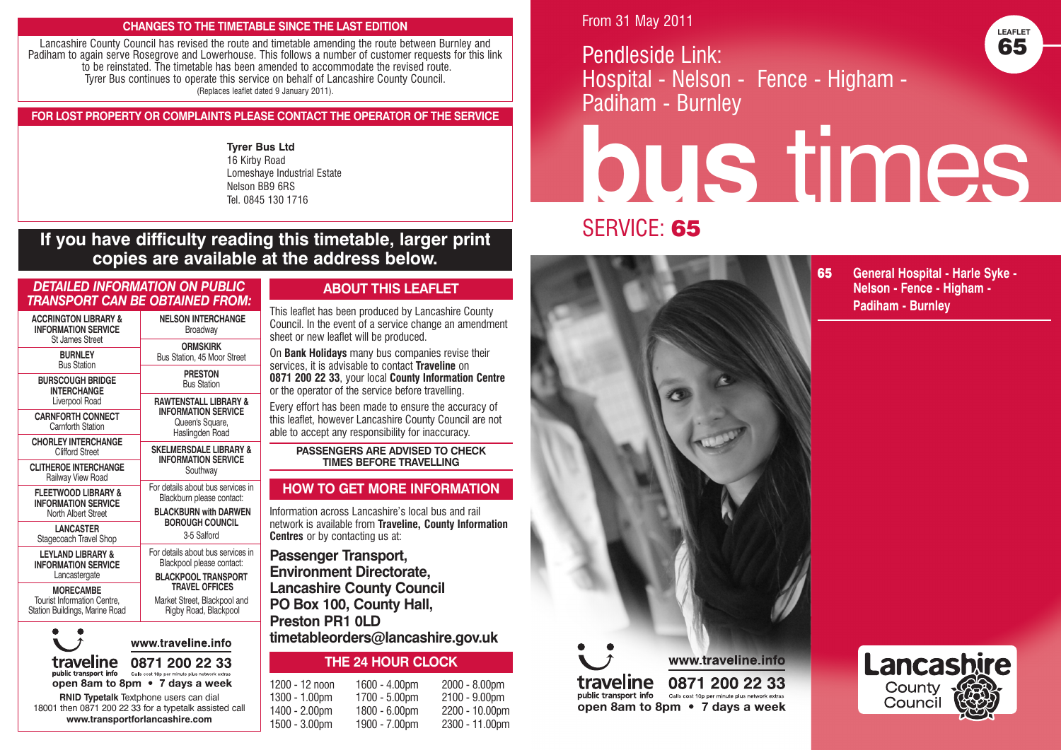## CHANGES TO THE TIMETABLE SINCE THE LAST EDITION

Lancashire County Council has revised the route and timetable amending the route between Burnley and Padiham to again serve Rosegrove and Lowerhouse. This follows a number of customer requests for this link to be reinstated. The timetable has been amended to accommodate the revised route. Tyrer Bus continues to operate this service on behalf of Lancashire County Council.
(Replaces leaflet dated 9 January 2011).

## FOR LOST PROPERTY OR COMPLAINTS PLEASE CONTACT THE OPERATOR OF THE SERVICE

**Tyrer Bus Ltd**
16 Kirby Road
Lomeshaye Industrial Estate
Nelson BB9 6RS
Tel. 0845 130 1716

## If you have difficulty reading this timetable, larger print copies are available at the address below.

### *DETAILED INFORMATION ON PUBLIC TRANSPORT CAN BE OBTAINED FROM:*

| | |
|---|---|
| **ACCRINGTON LIBRARY & INFORMATION SERVICE** St James Street | **NELSON INTERCHANGE** Broadway |
| **BURNLEY** Bus Station | **ORMSKIRK** Bus Station, 45 Moor Street |
| **BURSCOUGH BRIDGE INTERCHANGE** Liverpool Road | **PRESTON** Bus Station |
| **CARNFORTH CONNECT** Carnforth Station | **RAWTENSTALL LIBRARY & INFORMATION SERVICE** Queen's Square, Haslingden Road |
| **CHORLEY INTERCHANGE** Clifford Street | **SKELMERSDALE LIBRARY & INFORMATION SERVICE** Southway |
| **CLITHEROE INTERCHANGE** Railway View Road | For details about bus services in Blackburn please contact: **BLACKBURN with DARWEN BOROUGH COUNCIL** 3-5 Salford |
| **FLEETWOOD LIBRARY & INFORMATION SERVICE** North Albert Street | |
| **LANCASTER** Stagecoach Travel Shop | For details about bus services in Blackpool please contact: **BLACKPOOL TRANSPORT TRAVEL OFFICES** Market Street, Blackpool and Rigby Road, Blackpool |
| **LEYLAND LIBRARY & INFORMATION SERVICE** Lancastergate | |
| **MORECAMBE** Tourist Information Centre, Station Buildings, Marine Road | |

traveline public transport info
www.traveline.info
0871 200 22 33
Calls cost 10p per minute plus network extras
**open 8am to 8pm • 7 days a week**

**RNID Typetalk** Textphone users can dial 18001 then 0871 200 22 33 for a typetalk assisted call
**www.transportforlancashire.com**

## ABOUT THIS LEAFLET

This leaflet has been produced by Lancashire County Council. In the event of a service change an amendment sheet or new leaflet will be produced.

On **Bank Holidays** many bus companies revise their services, it is advisable to contact **Traveline** on **0871 200 22 33**, your local **County Information Centre** or the operator of the service before travelling.

Every effort has been made to ensure the accuracy of this leaflet, however Lancashire County Council are not able to accept any responsibility for inaccuracy.

**PASSENGERS ARE ADVISED TO CHECK TIMES BEFORE TRAVELLING**

## HOW TO GET MORE INFORMATION

Information across Lancashire's local bus and rail network is available from **Traveline, County Information Centres** or by contacting us at:

**Passenger Transport,**
**Environment Directorate,**
**Lancashire County Council**
**PO Box 100, County Hall,**
**Preston PR1 0LD**
**timetableorders@lancashire.gov.uk**

## THE 24 HOUR CLOCK

| | | |
|---|---|---|
| 1200 - 12 noon | 1600 - 4.00pm | 2000 - 8.00pm |
| 1300 - 1.00pm | 1700 - 5.00pm | 2100 - 9.00pm |
| 1400 - 2.00pm | 1800 - 6.00pm | 2200 - 10.00pm |
| 1500 - 3.00pm | 1900 - 7.00pm | 2300 - 11.00pm |

From 31 May 2011

LEAFLET 65

# Pendleside Link: Hospital - Nelson - Fence - Higham - Padiham - Burnley

# bus times

## SERVICE: 65

**65** **General Hospital - Harle Syke - Nelson - Fence - Higham - Padiham - Burnley**

traveline public transport info
www.traveline.info
0871 200 22 33
Calls cost 10p per minute plus network extras
**open 8am to 8pm • 7 days a week**

Lancashire County Council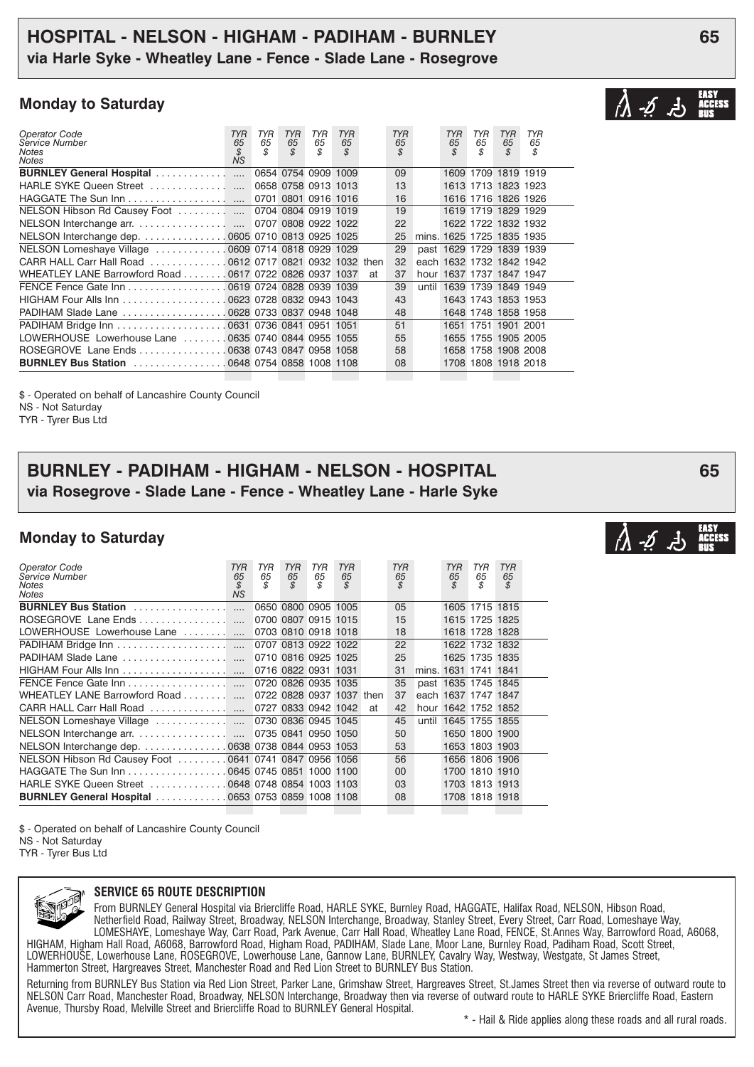# HOSPITAL - NELSON - HIGHAM - PADIHAM - BURNLEY

**65**

**via Harle Syke - Wheatley Lane - Fence - Slade Lane - Rosegrove**

## Monday to Saturday

EASY ACCESS BUS

| Operator Code | TYR | TYR | TYR | TYR | TYR | | TYR | | TYR | TYR | TYR | TYR |
|---|---|---|---|---|---|---|---|---|---|---|---|---|
| Service Number | 65 | 65 | 65 | 65 | 65 | | 65 | | 65 | 65 | 65 | 65 |
| Notes | $ | $ | $ | $ | $ | | $ | | $ | $ | $ | $ |
| Notes | NS | | | | | | | | | | | |
| **BURNLEY General Hospital** | .... | 0654 | 0754 | 0909 | 1009 | | 09 | | 1609 | 1709 | 1819 | 1919 |
| HARLE SYKE Queen Street | .... | 0658 | 0758 | 0913 | 1013 | | 13 | | 1613 | 1713 | 1823 | 1923 |
| HAGGATE The Sun Inn | .... | 0701 | 0801 | 0916 | 1016 | | 16 | | 1616 | 1716 | 1826 | 1926 |
| NELSON Hibson Rd Causey Foot | .... | 0704 | 0804 | 0919 | 1019 | | 19 | | 1619 | 1719 | 1829 | 1929 |
| NELSON Interchange arr. | .... | 0707 | 0808 | 0922 | 1022 | | 22 | | 1622 | 1722 | 1832 | 1932 |
| NELSON Interchange dep. | 0605 | 0710 | 0813 | 0925 | 1025 | | 25 | mins. | 1625 | 1725 | 1835 | 1935 |
| NELSON Lomeshaye Village | 0609 | 0714 | 0818 | 0929 | 1029 | | 29 | past | 1629 | 1729 | 1839 | 1939 |
| CARR HALL Carr Hall Road | 0612 | 0717 | 0821 | 0932 | 1032 | then | 32 | each | 1632 | 1732 | 1842 | 1942 |
| WHEATLEY LANE Barrowford Road | 0617 | 0722 | 0826 | 0937 | 1037 | at | 37 | hour | 1637 | 1737 | 1847 | 1947 |
| FENCE Fence Gate Inn | 0619 | 0724 | 0828 | 0939 | 1039 | | 39 | until | 1639 | 1739 | 1849 | 1949 |
| HIGHAM Four Alls Inn | 0623 | 0728 | 0832 | 0943 | 1043 | | 43 | | 1643 | 1743 | 1853 | 1953 |
| PADIHAM Slade Lane | 0628 | 0733 | 0837 | 0948 | 1048 | | 48 | | 1648 | 1748 | 1858 | 1958 |
| PADIHAM Bridge Inn | 0631 | 0736 | 0841 | 0951 | 1051 | | 51 | | 1651 | 1751 | 1901 | 2001 |
| LOWERHOUSE Lowerhouse Lane | 0635 | 0740 | 0844 | 0955 | 1055 | | 55 | | 1655 | 1755 | 1905 | 2005 |
| ROSEGROVE Lane Ends | 0638 | 0743 | 0847 | 0958 | 1058 | | 58 | | 1658 | 1758 | 1908 | 2008 |
| **BURNLEY Bus Station** | 0648 | 0754 | 0858 | 1008 | 1108 | | 08 | | 1708 | 1808 | 1918 | 2018 |

$ - Operated on behalf of Lancashire County Council
NS - Not Saturday
TYR - Tyrer Bus Ltd

# BURNLEY - PADIHAM - HIGHAM - NELSON - HOSPITAL

**65**

**via Rosegrove - Slade Lane - Fence - Wheatley Lane - Harle Syke**

## Monday to Saturday

EASY ACCESS BUS

| Operator Code | TYR | TYR | TYR | TYR | TYR | | TYR | | TYR | TYR | TYR |
|---|---|---|---|---|---|---|---|---|---|---|---|
| Service Number | 65 | 65 | 65 | 65 | 65 | | 65 | | 65 | 65 | 65 |
| Notes | $ | $ | $ | $ | $ | | $ | | $ | $ | $ |
| Notes | NS | | | | | | | | | | |
| **BURNLEY Bus Station** | .... | 0650 | 0800 | 0905 | 1005 | | 05 | | 1605 | 1715 | 1815 |
| ROSEGROVE Lane Ends | .... | 0700 | 0807 | 0915 | 1015 | | 15 | | 1615 | 1725 | 1825 |
| LOWERHOUSE Lowerhouse Lane | .... | 0703 | 0810 | 0918 | 1018 | | 18 | | 1618 | 1728 | 1828 |
| PADIHAM Bridge Inn | .... | 0707 | 0813 | 0922 | 1022 | | 22 | | 1622 | 1732 | 1832 |
| PADIHAM Slade Lane | .... | 0710 | 0816 | 0925 | 1025 | | 25 | | 1625 | 1735 | 1835 |
| HIGHAM Four Alls Inn | .... | 0716 | 0822 | 0931 | 1031 | | 31 | mins. | 1631 | 1741 | 1841 |
| FENCE Fence Gate Inn | .... | 0720 | 0826 | 0935 | 1035 | | 35 | past | 1635 | 1745 | 1845 |
| WHEATLEY LANE Barrowford Road | .... | 0722 | 0828 | 0937 | 1037 | then | 37 | each | 1637 | 1747 | 1847 |
| CARR HALL Carr Hall Road | .... | 0727 | 0833 | 0942 | 1042 | at | 42 | hour | 1642 | 1752 | 1852 |
| NELSON Lomeshaye Village | .... | 0730 | 0836 | 0945 | 1045 | | 45 | until | 1645 | 1755 | 1855 |
| NELSON Interchange arr. | .... | 0735 | 0841 | 0950 | 1050 | | 50 | | 1650 | 1800 | 1900 |
| NELSON Interchange dep. | 0638 | 0738 | 0844 | 0953 | 1053 | | 53 | | 1653 | 1803 | 1903 |
| NELSON Hibson Rd Causey Foot | 0641 | 0741 | 0847 | 0956 | 1056 | | 56 | | 1656 | 1806 | 1906 |
| HAGGATE The Sun Inn | 0645 | 0745 | 0851 | 1000 | 1100 | | 00 | | 1700 | 1810 | 1910 |
| HARLE SYKE Queen Street | 0648 | 0748 | 0854 | 1003 | 1103 | | 03 | | 1703 | 1813 | 1913 |
| **BURNLEY General Hospital** | 0653 | 0753 | 0859 | 1008 | 1108 | | 08 | | 1708 | 1818 | 1918 |

$ - Operated on behalf of Lancashire County Council
NS - Not Saturday
TYR - Tyrer Bus Ltd

### SERVICE 65 ROUTE DESCRIPTION

From BURNLEY General Hospital via Briercliffe Road, HARLE SYKE, Burnley Road, HAGGATE, Halifax Road, NELSON, Hibson Road, Netherfield Road, Railway Street, Broadway, NELSON Interchange, Broadway, Stanley Street, Every Street, Carr Road, Lomeshaye Way, LOMESHAYE, Lomeshaye Way, Carr Road, Park Avenue, Carr Hall Road, Wheatley Lane Road, FENCE, St.Annes Way, Barrowford Road, A6068, HIGHAM, Higham Hall Road, A6068, Barrowford Road, Higham Road, PADIHAM, Slade Lane, Moor Lane, Burnley Road, Padiham Road, Scott Street, LOWERHOUSE, Lowerhouse Lane, ROSEGROVE, Lowerhouse Lane, Gannow Lane, BURNLEY, Cavalry Way, Westway, Westgate, St James Street, Hammerton Street, Hargreaves Street, Manchester Road and Red Lion Street to BURNLEY Bus Station.

Returning from BURNLEY Bus Station via Red Lion Street, Parker Lane, Grimshaw Street, Hargreaves Street, St.James Street then via reverse of outward route to NELSON Carr Road, Manchester Road, Broadway, NELSON Interchange, Broadway then via reverse of outward route to HARLE SYKE Briercliffe Road, Eastern Avenue, Thursby Road, Melville Street and Briercliffe Road to BURNLEY General Hospital.

* - Hail & Ride applies along these roads and all rural roads.